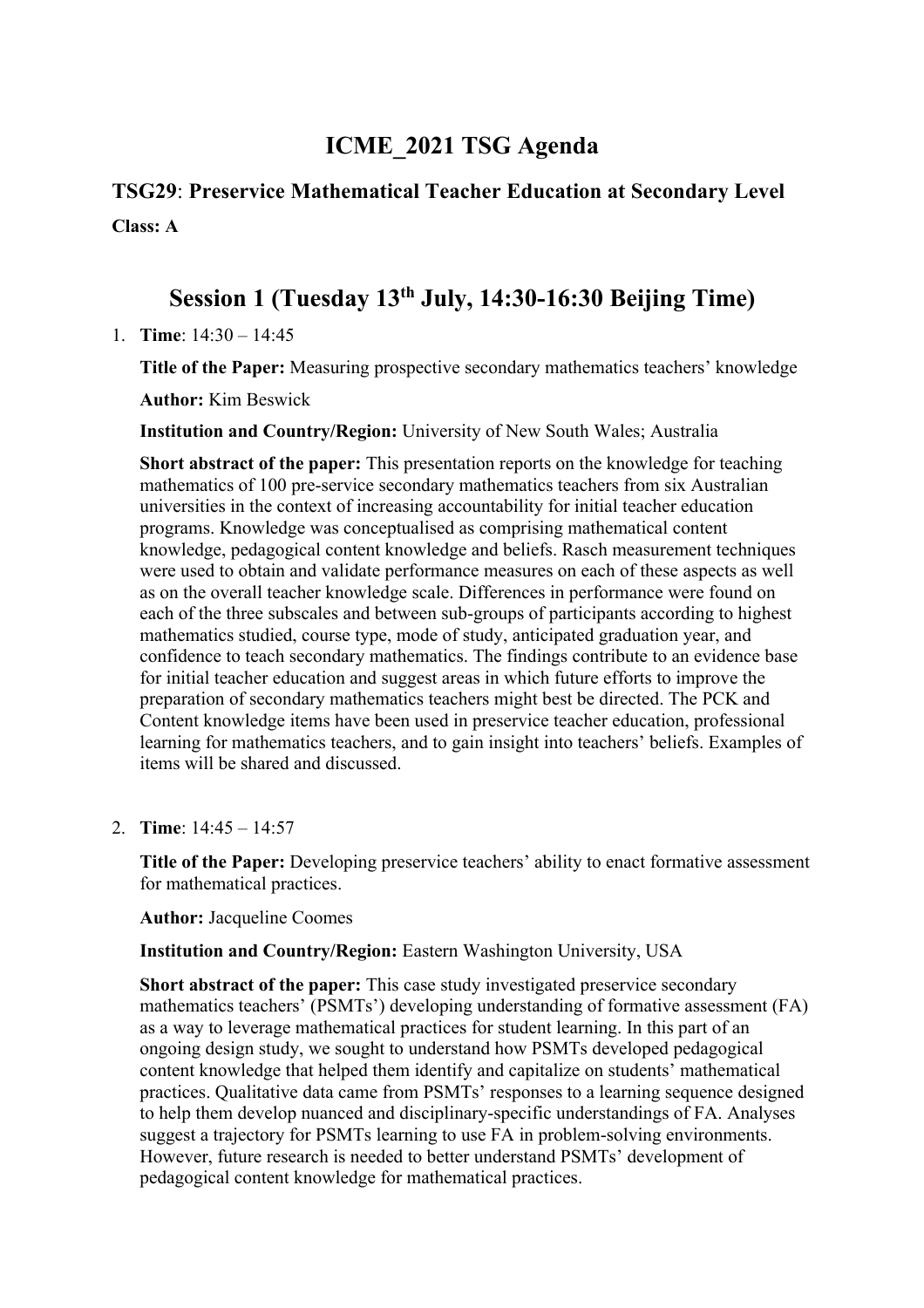# ICME_2021 TSG Agenda

## TSG29: Preservice Mathematical Teacher Education at Secondary Level

**Class: A**

## Session 1 (Tuesday 13th July, 14:30-16:30 Beijing Time)

1. **Time**: 14:30 – 14:45

   **Title of the Paper:** Measuring prospective secondary mathematics teachers' knowledge

   **Author:** Kim Beswick

   **Institution and Country/Region:** University of New South Wales; Australia

   **Short abstract of the paper:** This presentation reports on the knowledge for teaching mathematics of 100 pre-service secondary mathematics teachers from six Australian universities in the context of increasing accountability for initial teacher education programs. Knowledge was conceptualised as comprising mathematical content knowledge, pedagogical content knowledge and beliefs. Rasch measurement techniques were used to obtain and validate performance measures on each of these aspects as well as on the overall teacher knowledge scale. Differences in performance were found on each of the three subscales and between sub-groups of participants according to highest mathematics studied, course type, mode of study, anticipated graduation year, and confidence to teach secondary mathematics. The findings contribute to an evidence base for initial teacher education and suggest areas in which future efforts to improve the preparation of secondary mathematics teachers might best be directed. The PCK and Content knowledge items have been used in preservice teacher education, professional learning for mathematics teachers, and to gain insight into teachers' beliefs. Examples of items will be shared and discussed.

2. **Time**: 14:45 – 14:57

   **Title of the Paper:** Developing preservice teachers' ability to enact formative assessment for mathematical practices.

   **Author:** Jacqueline Coomes

   **Institution and Country/Region:** Eastern Washington University, USA

   **Short abstract of the paper:** This case study investigated preservice secondary mathematics teachers' (PSMTs') developing understanding of formative assessment (FA) as a way to leverage mathematical practices for student learning. In this part of an ongoing design study, we sought to understand how PSMTs developed pedagogical content knowledge that helped them identify and capitalize on students' mathematical practices. Qualitative data came from PSMTs' responses to a learning sequence designed to help them develop nuanced and disciplinary-specific understandings of FA. Analyses suggest a trajectory for PSMTs learning to use FA in problem-solving environments. However, future research is needed to better understand PSMTs' development of pedagogical content knowledge for mathematical practices.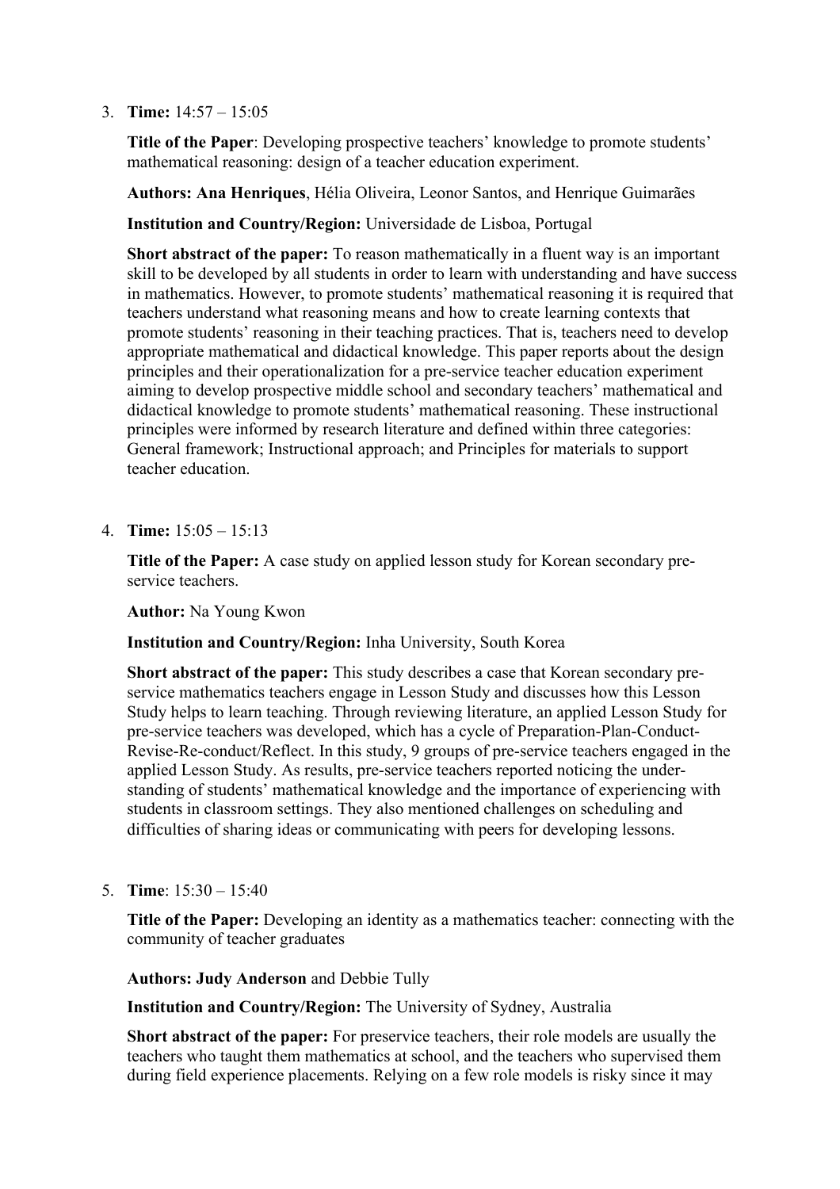3. **Time:** 14:57 – 15:05

   **Title of the Paper**: Developing prospective teachers' knowledge to promote students' mathematical reasoning: design of a teacher education experiment.

   **Authors: Ana Henriques**, Hélia Oliveira, Leonor Santos, and Henrique Guimarães

   **Institution and Country/Region:** Universidade de Lisboa, Portugal

   **Short abstract of the paper:** To reason mathematically in a fluent way is an important skill to be developed by all students in order to learn with understanding and have success in mathematics. However, to promote students' mathematical reasoning it is required that teachers understand what reasoning means and how to create learning contexts that promote students' reasoning in their teaching practices. That is, teachers need to develop appropriate mathematical and didactical knowledge. This paper reports about the design principles and their operationalization for a pre-service teacher education experiment aiming to develop prospective middle school and secondary teachers' mathematical and didactical knowledge to promote students' mathematical reasoning. These instructional principles were informed by research literature and defined within three categories: General framework; Instructional approach; and Principles for materials to support teacher education.

4. **Time:** 15:05 – 15:13

   **Title of the Paper:** A case study on applied lesson study for Korean secondary pre-service teachers.

   **Author:** Na Young Kwon

   **Institution and Country/Region:** Inha University, South Korea

   **Short abstract of the paper:** This study describes a case that Korean secondary pre-service mathematics teachers engage in Lesson Study and discusses how this Lesson Study helps to learn teaching. Through reviewing literature, an applied Lesson Study for pre-service teachers was developed, which has a cycle of Preparation-Plan-Conduct-Revise-Re-conduct/Reflect. In this study, 9 groups of pre-service teachers engaged in the applied Lesson Study. As results, pre-service teachers reported noticing the understanding of students' mathematical knowledge and the importance of experiencing with students in classroom settings. They also mentioned challenges on scheduling and difficulties of sharing ideas or communicating with peers for developing lessons.

5. **Time**: 15:30 – 15:40

   **Title of the Paper:** Developing an identity as a mathematics teacher: connecting with the community of teacher graduates

   **Authors: Judy Anderson** and Debbie Tully

   **Institution and Country/Region:** The University of Sydney, Australia

   **Short abstract of the paper:** For preservice teachers, their role models are usually the teachers who taught them mathematics at school, and the teachers who supervised them during field experience placements. Relying on a few role models is risky since it may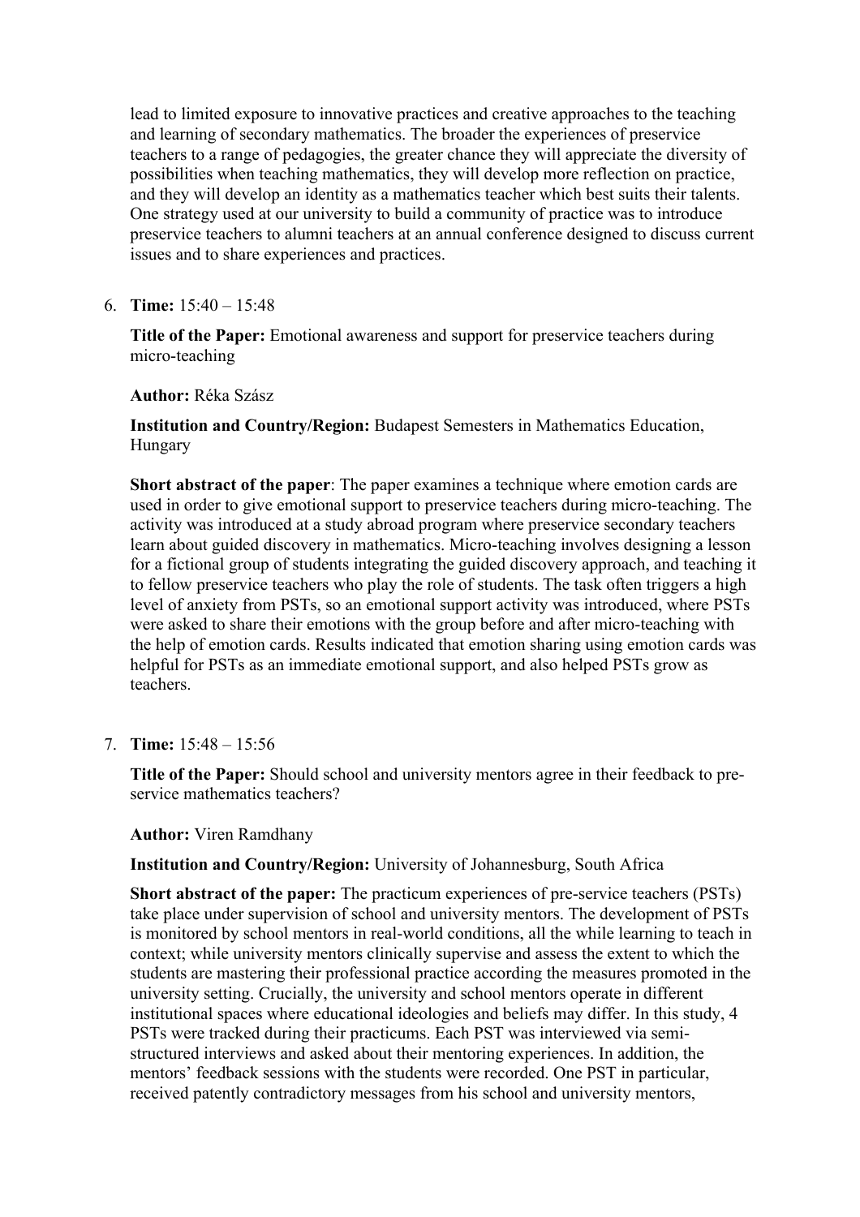lead to limited exposure to innovative practices and creative approaches to the teaching and learning of secondary mathematics. The broader the experiences of preservice teachers to a range of pedagogies, the greater chance they will appreciate the diversity of possibilities when teaching mathematics, they will develop more reflection on practice, and they will develop an identity as a mathematics teacher which best suits their talents. One strategy used at our university to build a community of practice was to introduce preservice teachers to alumni teachers at an annual conference designed to discuss current issues and to share experiences and practices.

6. **Time:** 15:40 – 15:48

   **Title of the Paper:** Emotional awareness and support for preservice teachers during micro-teaching

   **Author:** Réka Szász

   **Institution and Country/Region:** Budapest Semesters in Mathematics Education, Hungary

   **Short abstract of the paper**: The paper examines a technique where emotion cards are used in order to give emotional support to preservice teachers during micro-teaching. The activity was introduced at a study abroad program where preservice secondary teachers learn about guided discovery in mathematics. Micro-teaching involves designing a lesson for a fictional group of students integrating the guided discovery approach, and teaching it to fellow preservice teachers who play the role of students. The task often triggers a high level of anxiety from PSTs, so an emotional support activity was introduced, where PSTs were asked to share their emotions with the group before and after micro-teaching with the help of emotion cards. Results indicated that emotion sharing using emotion cards was helpful for PSTs as an immediate emotional support, and also helped PSTs grow as teachers.

7. **Time:** 15:48 – 15:56

   **Title of the Paper:** Should school and university mentors agree in their feedback to pre-service mathematics teachers?

   **Author:** Viren Ramdhany

   **Institution and Country/Region:** University of Johannesburg, South Africa

   **Short abstract of the paper:** The practicum experiences of pre-service teachers (PSTs) take place under supervision of school and university mentors. The development of PSTs is monitored by school mentors in real-world conditions, all the while learning to teach in context; while university mentors clinically supervise and assess the extent to which the students are mastering their professional practice according the measures promoted in the university setting. Crucially, the university and school mentors operate in different institutional spaces where educational ideologies and beliefs may differ. In this study, 4 PSTs were tracked during their practicums. Each PST was interviewed via semi-structured interviews and asked about their mentoring experiences. In addition, the mentors' feedback sessions with the students were recorded. One PST in particular, received patently contradictory messages from his school and university mentors,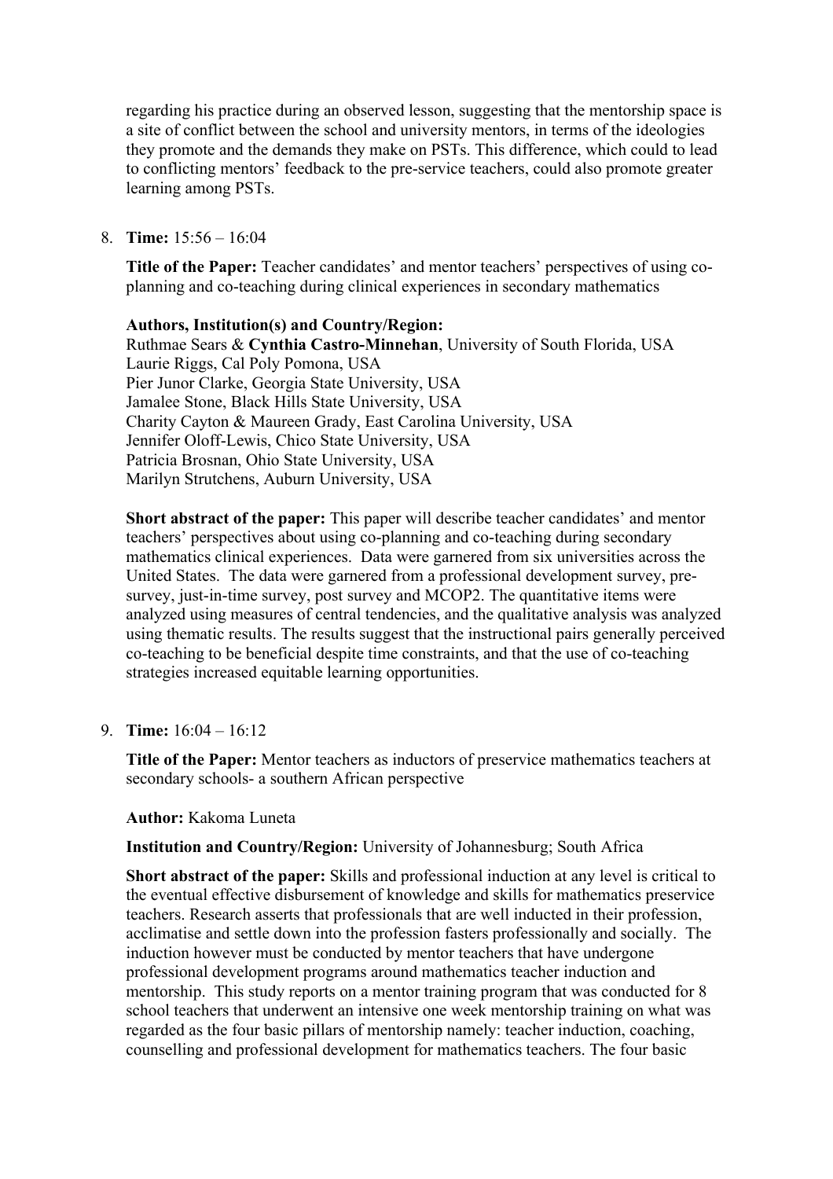regarding his practice during an observed lesson, suggesting that the mentorship space is a site of conflict between the school and university mentors, in terms of the ideologies they promote and the demands they make on PSTs. This difference, which could to lead to conflicting mentors' feedback to the pre-service teachers, could also promote greater learning among PSTs.

8. **Time:** 15:56 – 16:04

   **Title of the Paper:** Teacher candidates' and mentor teachers' perspectives of using co-planning and co-teaching during clinical experiences in secondary mathematics

   **Authors, Institution(s) and Country/Region:**
   Ruthmae Sears & **Cynthia Castro-Minnehan**, University of South Florida, USA
   Laurie Riggs, Cal Poly Pomona, USA
   Pier Junor Clarke, Georgia State University, USA
   Jamalee Stone, Black Hills State University, USA
   Charity Cayton & Maureen Grady, East Carolina University, USA
   Jennifer Oloff-Lewis, Chico State University, USA
   Patricia Brosnan, Ohio State University, USA
   Marilyn Strutchens, Auburn University, USA

   **Short abstract of the paper:** This paper will describe teacher candidates' and mentor teachers' perspectives about using co-planning and co-teaching during secondary mathematics clinical experiences. Data were garnered from six universities across the United States. The data were garnered from a professional development survey, pre-survey, just-in-time survey, post survey and MCOP2. The quantitative items were analyzed using measures of central tendencies, and the qualitative analysis was analyzed using thematic results. The results suggest that the instructional pairs generally perceived co-teaching to be beneficial despite time constraints, and that the use of co-teaching strategies increased equitable learning opportunities.

9. **Time:** 16:04 – 16:12

   **Title of the Paper:** Mentor teachers as inductors of preservice mathematics teachers at secondary schools- a southern African perspective

   **Author:** Kakoma Luneta

   **Institution and Country/Region:** University of Johannesburg; South Africa

   **Short abstract of the paper:** Skills and professional induction at any level is critical to the eventual effective disbursement of knowledge and skills for mathematics preservice teachers. Research asserts that professionals that are well inducted in their profession, acclimatise and settle down into the profession fasters professionally and socially. The induction however must be conducted by mentor teachers that have undergone professional development programs around mathematics teacher induction and mentorship. This study reports on a mentor training program that was conducted for 8 school teachers that underwent an intensive one week mentorship training on what was regarded as the four basic pillars of mentorship namely: teacher induction, coaching, counselling and professional development for mathematics teachers. The four basic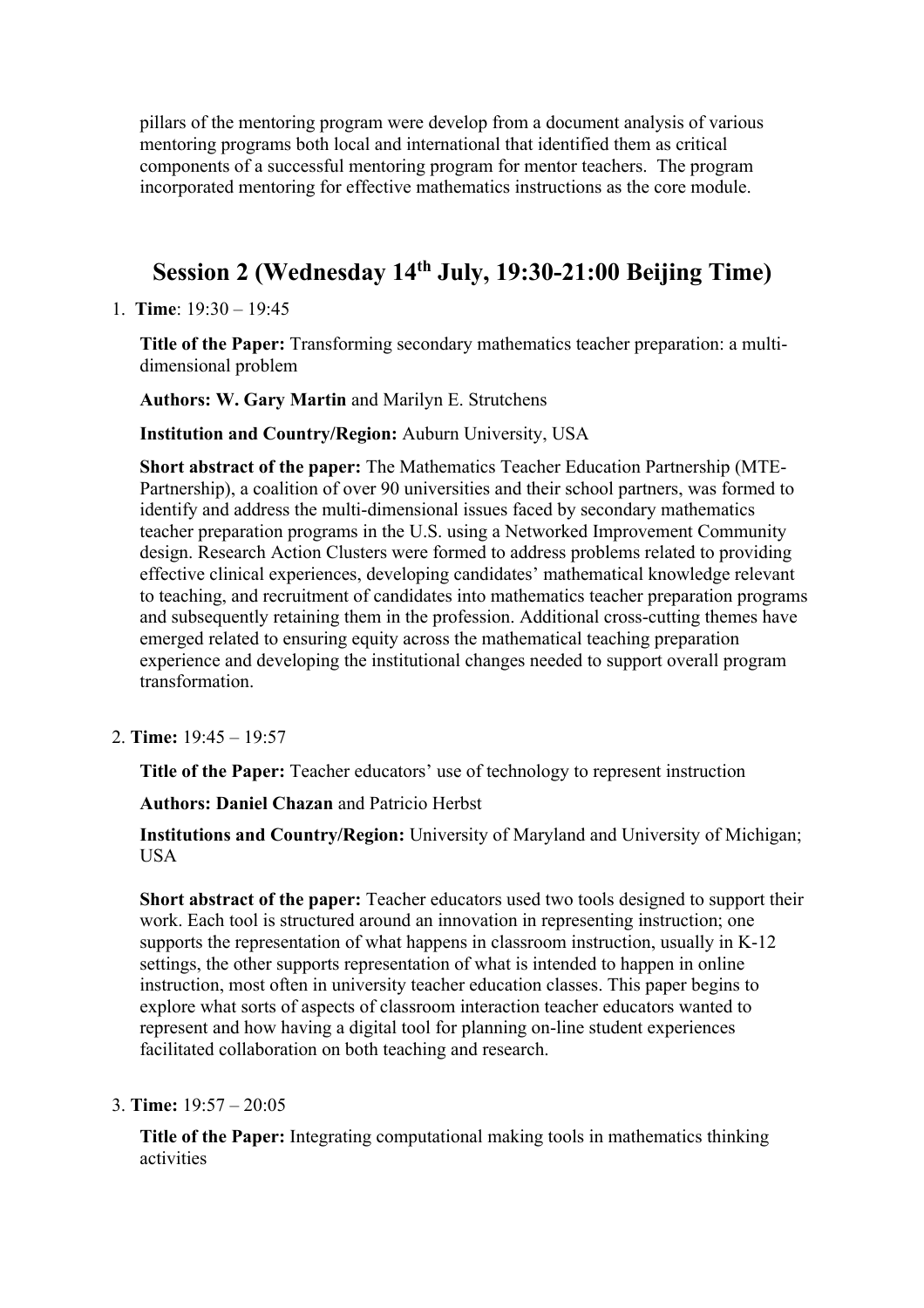pillars of the mentoring program were develop from a document analysis of various mentoring programs both local and international that identified them as critical components of a successful mentoring program for mentor teachers. The program incorporated mentoring for effective mathematics instructions as the core module.

## Session 2 (Wednesday 14th July, 19:30-21:00 Beijing Time)

1. **Time**: 19:30 – 19:45

   **Title of the Paper:** Transforming secondary mathematics teacher preparation: a multi-dimensional problem

   **Authors: W. Gary Martin** and Marilyn E. Strutchens

   **Institution and Country/Region:** Auburn University, USA

   **Short abstract of the paper:** The Mathematics Teacher Education Partnership (MTE-Partnership), a coalition of over 90 universities and their school partners, was formed to identify and address the multi-dimensional issues faced by secondary mathematics teacher preparation programs in the U.S. using a Networked Improvement Community design. Research Action Clusters were formed to address problems related to providing effective clinical experiences, developing candidates' mathematical knowledge relevant to teaching, and recruitment of candidates into mathematics teacher preparation programs and subsequently retaining them in the profession. Additional cross-cutting themes have emerged related to ensuring equity across the mathematical teaching preparation experience and developing the institutional changes needed to support overall program transformation.

2. **Time:** 19:45 – 19:57

   **Title of the Paper:** Teacher educators' use of technology to represent instruction

   **Authors: Daniel Chazan** and Patricio Herbst

   **Institutions and Country/Region:** University of Maryland and University of Michigan; USA

   **Short abstract of the paper:** Teacher educators used two tools designed to support their work. Each tool is structured around an innovation in representing instruction; one supports the representation of what happens in classroom instruction, usually in K-12 settings, the other supports representation of what is intended to happen in online instruction, most often in university teacher education classes. This paper begins to explore what sorts of aspects of classroom interaction teacher educators wanted to represent and how having a digital tool for planning on-line student experiences facilitated collaboration on both teaching and research.

3. **Time:** 19:57 – 20:05

   **Title of the Paper:** Integrating computational making tools in mathematics thinking activities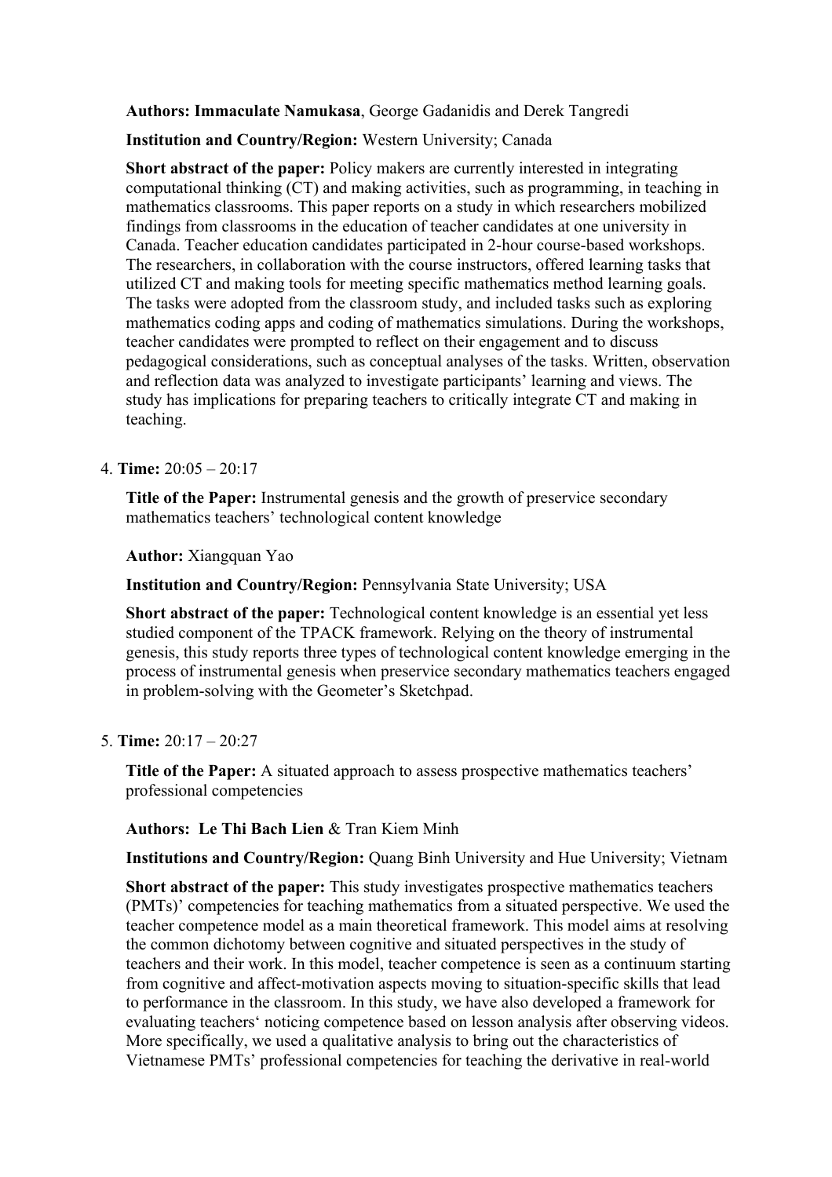**Authors: Immaculate Namukasa**, George Gadanidis and Derek Tangredi

**Institution and Country/Region:** Western University; Canada

**Short abstract of the paper:** Policy makers are currently interested in integrating computational thinking (CT) and making activities, such as programming, in teaching in mathematics classrooms. This paper reports on a study in which researchers mobilized findings from classrooms in the education of teacher candidates at one university in Canada. Teacher education candidates participated in 2-hour course-based workshops. The researchers, in collaboration with the course instructors, offered learning tasks that utilized CT and making tools for meeting specific mathematics method learning goals. The tasks were adopted from the classroom study, and included tasks such as exploring mathematics coding apps and coding of mathematics simulations. During the workshops, teacher candidates were prompted to reflect on their engagement and to discuss pedagogical considerations, such as conceptual analyses of the tasks. Written, observation and reflection data was analyzed to investigate participants' learning and views. The study has implications for preparing teachers to critically integrate CT and making in teaching.

4. **Time:** 20:05 – 20:17

   **Title of the Paper:** Instrumental genesis and the growth of preservice secondary mathematics teachers' technological content knowledge

   **Author:** Xiangquan Yao

   **Institution and Country/Region:** Pennsylvania State University; USA

   **Short abstract of the paper:** Technological content knowledge is an essential yet less studied component of the TPACK framework. Relying on the theory of instrumental genesis, this study reports three types of technological content knowledge emerging in the process of instrumental genesis when preservice secondary mathematics teachers engaged in problem-solving with the Geometer's Sketchpad.

5. **Time:** 20:17 – 20:27

   **Title of the Paper:** A situated approach to assess prospective mathematics teachers' professional competencies

   **Authors: Le Thi Bach Lien** & Tran Kiem Minh

   **Institutions and Country/Region:** Quang Binh University and Hue University; Vietnam

   **Short abstract of the paper:** This study investigates prospective mathematics teachers (PMTs)' competencies for teaching mathematics from a situated perspective. We used the teacher competence model as a main theoretical framework. This model aims at resolving the common dichotomy between cognitive and situated perspectives in the study of teachers and their work. In this model, teacher competence is seen as a continuum starting from cognitive and affect-motivation aspects moving to situation-specific skills that lead to performance in the classroom. In this study, we have also developed a framework for evaluating teachers' noticing competence based on lesson analysis after observing videos. More specifically, we used a qualitative analysis to bring out the characteristics of Vietnamese PMTs' professional competencies for teaching the derivative in real-world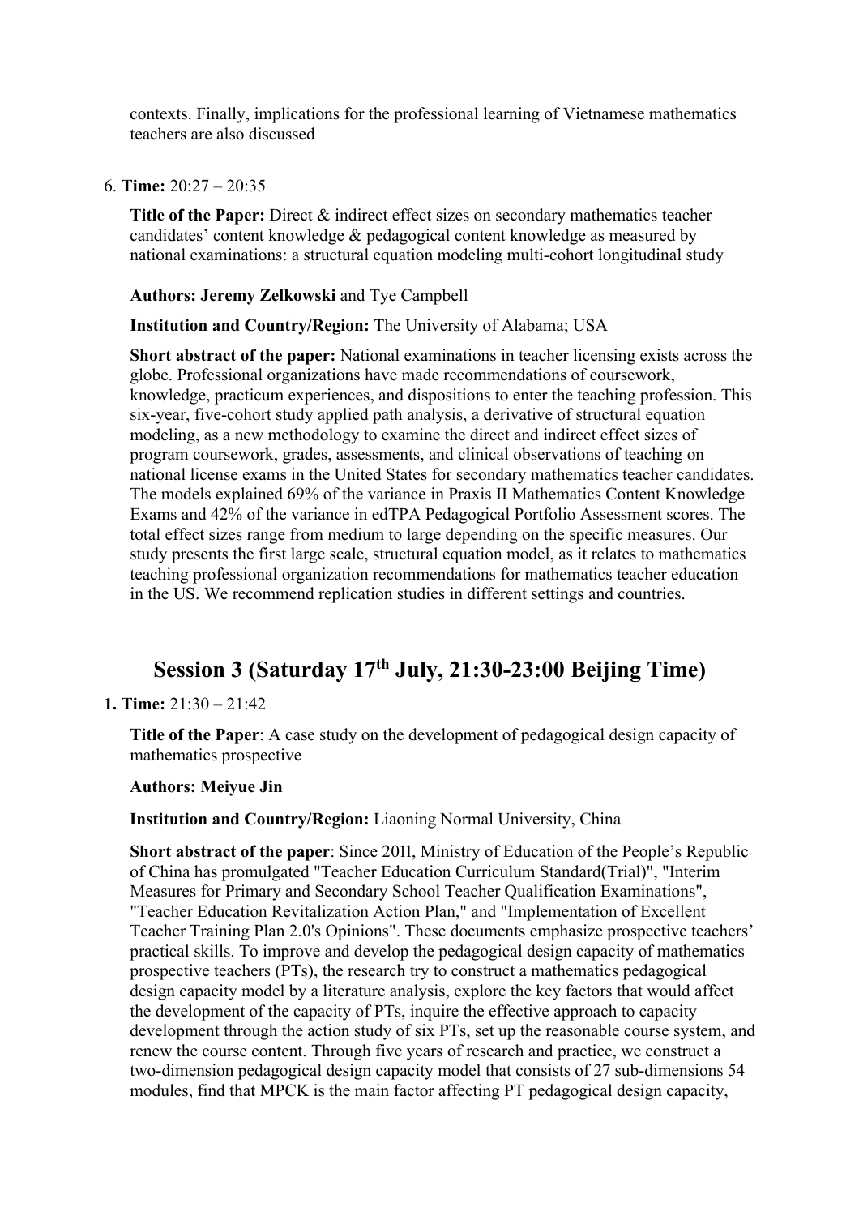contexts. Finally, implications for the professional learning of Vietnamese mathematics teachers are also discussed

6. **Time:** 20:27 – 20:35

   **Title of the Paper:** Direct & indirect effect sizes on secondary mathematics teacher candidates' content knowledge & pedagogical content knowledge as measured by national examinations: a structural equation modeling multi-cohort longitudinal study

   **Authors: Jeremy Zelkowski** and Tye Campbell

   **Institution and Country/Region:** The University of Alabama; USA

   **Short abstract of the paper:** National examinations in teacher licensing exists across the globe. Professional organizations have made recommendations of coursework, knowledge, practicum experiences, and dispositions to enter the teaching profession. This six-year, five-cohort study applied path analysis, a derivative of structural equation modeling, as a new methodology to examine the direct and indirect effect sizes of program coursework, grades, assessments, and clinical observations of teaching on national license exams in the United States for secondary mathematics teacher candidates. The models explained 69% of the variance in Praxis II Mathematics Content Knowledge Exams and 42% of the variance in edTPA Pedagogical Portfolio Assessment scores. The total effect sizes range from medium to large depending on the specific measures. Our study presents the first large scale, structural equation model, as it relates to mathematics teaching professional organization recommendations for mathematics teacher education in the US. We recommend replication studies in different settings and countries.

## Session 3 (Saturday 17th July, 21:30-23:00 Beijing Time)

**1. Time:** 21:30 – 21:42

   **Title of the Paper**: A case study on the development of pedagogical design capacity of mathematics prospective

   **Authors: Meiyue Jin**

   **Institution and Country/Region:** Liaoning Normal University, China

   **Short abstract of the paper**: Since 20ll, Ministry of Education of the People's Republic of China has promulgated "Teacher Education Curriculum Standard(Trial)", "Interim Measures for Primary and Secondary School Teacher Qualification Examinations", "Teacher Education Revitalization Action Plan," and "Implementation of Excellent Teacher Training Plan 2.0's Opinions". These documents emphasize prospective teachers' practical skills. To improve and develop the pedagogical design capacity of mathematics prospective teachers (PTs), the research try to construct a mathematics pedagogical design capacity model by a literature analysis, explore the key factors that would affect the development of the capacity of PTs, inquire the effective approach to capacity development through the action study of six PTs, set up the reasonable course system, and renew the course content. Through five years of research and practice, we construct a two-dimension pedagogical design capacity model that consists of 27 sub-dimensions 54 modules, find that MPCK is the main factor affecting PT pedagogical design capacity,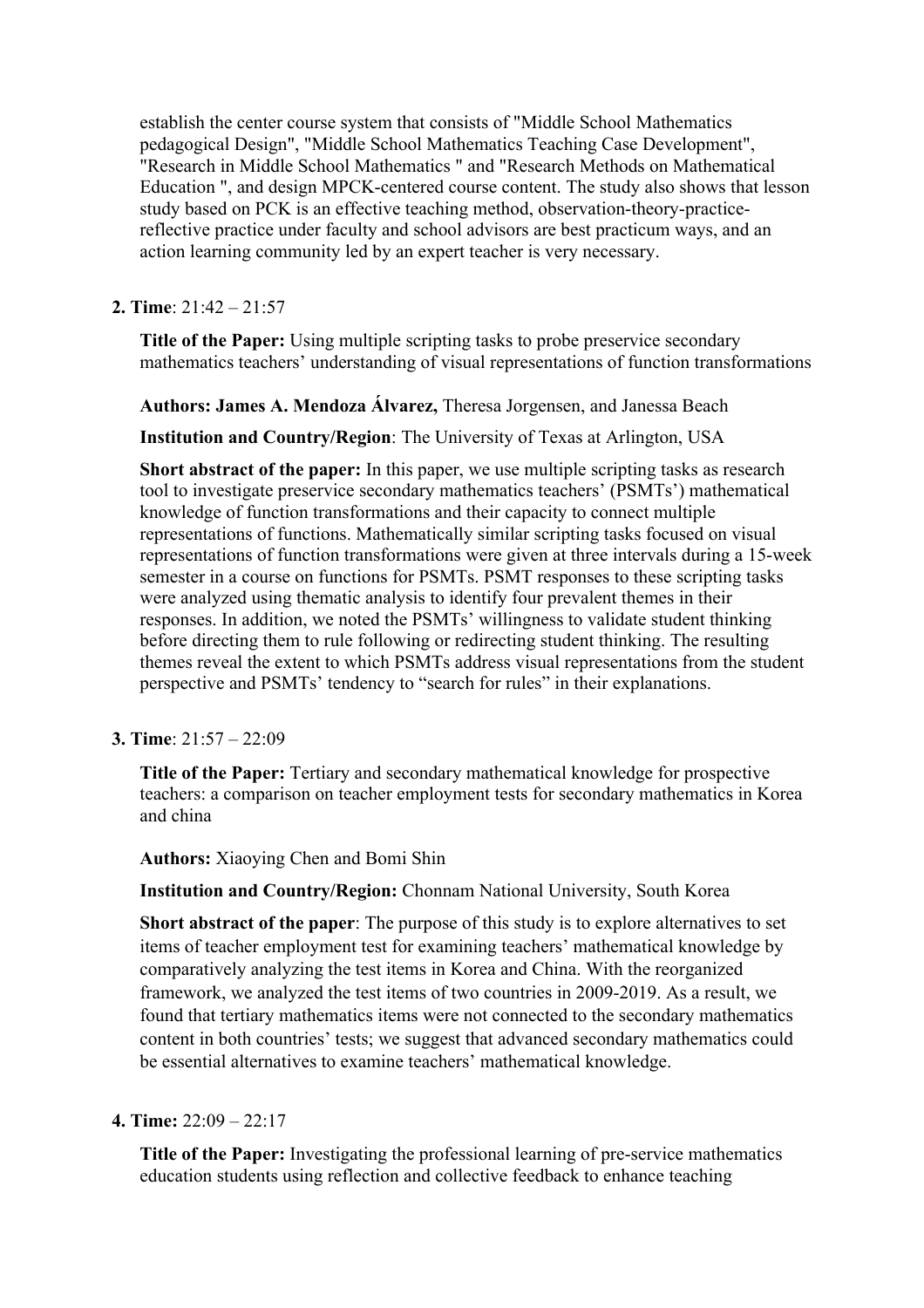establish the center course system that consists of "Middle School Mathematics pedagogical Design", "Middle School Mathematics Teaching Case Development", "Research in Middle School Mathematics " and "Research Methods on Mathematical Education ", and design MPCK-centered course content. The study also shows that lesson study based on PCK is an effective teaching method, observation-theory-practice-reflective practice under faculty and school advisors are best practicum ways, and an action learning community led by an expert teacher is very necessary.

**2. Time**: 21:42 – 21:57

**Title of the Paper:** Using multiple scripting tasks to probe preservice secondary mathematics teachers' understanding of visual representations of function transformations

**Authors: James A. Mendoza Álvarez,** Theresa Jorgensen, and Janessa Beach

**Institution and Country/Region**: The University of Texas at Arlington, USA

**Short abstract of the paper:** In this paper, we use multiple scripting tasks as research tool to investigate preservice secondary mathematics teachers' (PSMTs') mathematical knowledge of function transformations and their capacity to connect multiple representations of functions. Mathematically similar scripting tasks focused on visual representations of function transformations were given at three intervals during a 15-week semester in a course on functions for PSMTs. PSMT responses to these scripting tasks were analyzed using thematic analysis to identify four prevalent themes in their responses. In addition, we noted the PSMTs' willingness to validate student thinking before directing them to rule following or redirecting student thinking. The resulting themes reveal the extent to which PSMTs address visual representations from the student perspective and PSMTs' tendency to "search for rules" in their explanations.

**3. Time**: 21:57 – 22:09

**Title of the Paper:** Tertiary and secondary mathematical knowledge for prospective teachers: a comparison on teacher employment tests for secondary mathematics in Korea and china

**Authors:** Xiaoying Chen and Bomi Shin

**Institution and Country/Region:** Chonnam National University, South Korea

**Short abstract of the paper**: The purpose of this study is to explore alternatives to set items of teacher employment test for examining teachers' mathematical knowledge by comparatively analyzing the test items in Korea and China. With the reorganized framework, we analyzed the test items of two countries in 2009-2019. As a result, we found that tertiary mathematics items were not connected to the secondary mathematics content in both countries' tests; we suggest that advanced secondary mathematics could be essential alternatives to examine teachers' mathematical knowledge.

**4. Time:** 22:09 – 22:17

**Title of the Paper:** Investigating the professional learning of pre-service mathematics education students using reflection and collective feedback to enhance teaching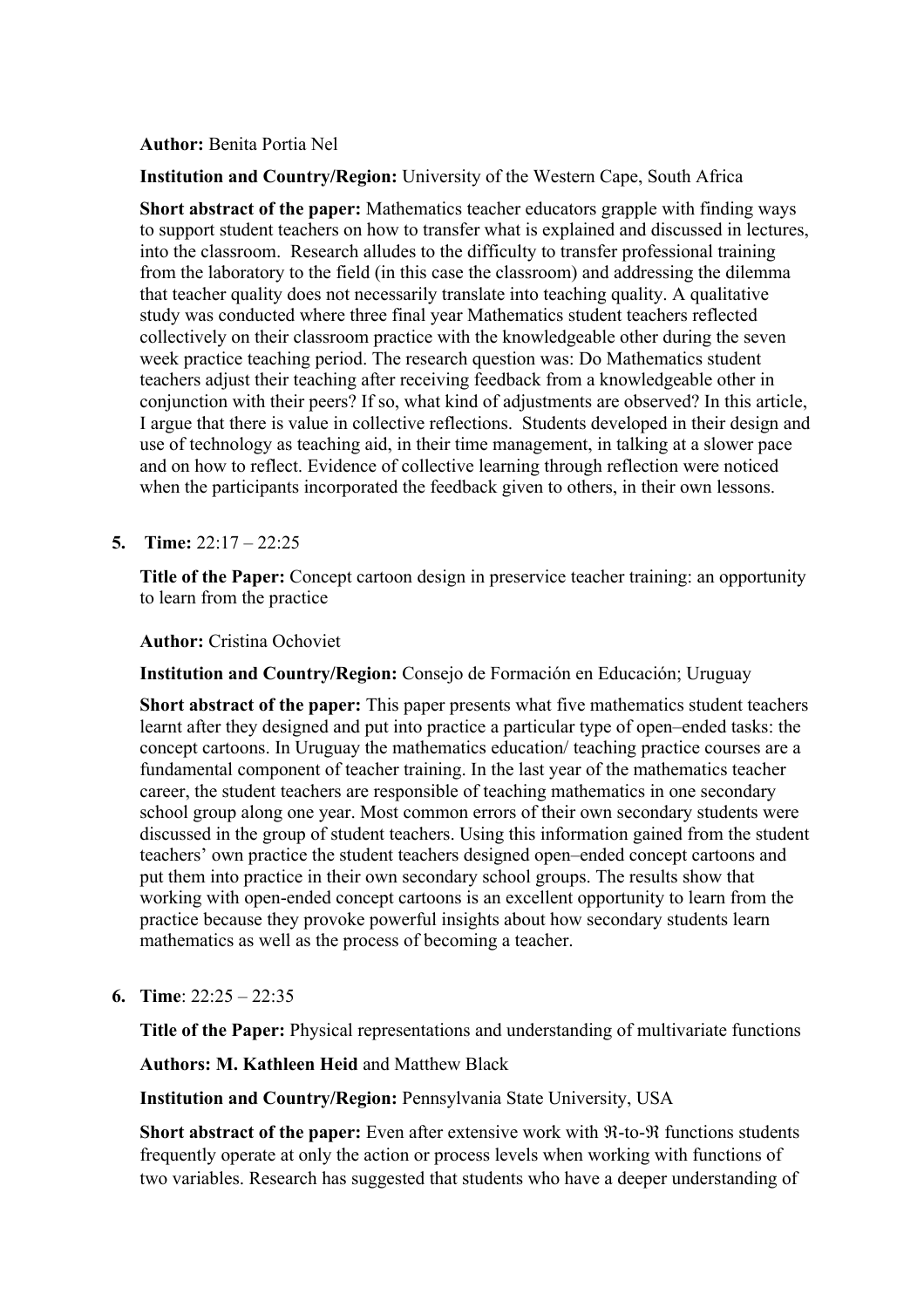**Author:** Benita Portia Nel

**Institution and Country/Region:** University of the Western Cape, South Africa

**Short abstract of the paper:** Mathematics teacher educators grapple with finding ways to support student teachers on how to transfer what is explained and discussed in lectures, into the classroom. Research alludes to the difficulty to transfer professional training from the laboratory to the field (in this case the classroom) and addressing the dilemma that teacher quality does not necessarily translate into teaching quality. A qualitative study was conducted where three final year Mathematics student teachers reflected collectively on their classroom practice with the knowledgeable other during the seven week practice teaching period. The research question was: Do Mathematics student teachers adjust their teaching after receiving feedback from a knowledgeable other in conjunction with their peers? If so, what kind of adjustments are observed? In this article, I argue that there is value in collective reflections. Students developed in their design and use of technology as teaching aid, in their time management, in talking at a slower pace and on how to reflect. Evidence of collective learning through reflection were noticed when the participants incorporated the feedback given to others, in their own lessons.

5. **Time:** 22:17 – 22:25

   **Title of the Paper:** Concept cartoon design in preservice teacher training: an opportunity to learn from the practice

   **Author:** Cristina Ochoviet

   **Institution and Country/Region:** Consejo de Formación en Educación; Uruguay

   **Short abstract of the paper:** This paper presents what five mathematics student teachers learnt after they designed and put into practice a particular type of open–ended tasks: the concept cartoons. In Uruguay the mathematics education/ teaching practice courses are a fundamental component of teacher training. In the last year of the mathematics teacher career, the student teachers are responsible of teaching mathematics in one secondary school group along one year. Most common errors of their own secondary students were discussed in the group of student teachers. Using this information gained from the student teachers' own practice the student teachers designed open–ended concept cartoons and put them into practice in their own secondary school groups. The results show that working with open-ended concept cartoons is an excellent opportunity to learn from the practice because they provoke powerful insights about how secondary students learn mathematics as well as the process of becoming a teacher.

6. **Time**: 22:25 – 22:35

   **Title of the Paper:** Physical representations and understanding of multivariate functions

   **Authors: M. Kathleen Heid** and Matthew Black

   **Institution and Country/Region:** Pennsylvania State University, USA

   **Short abstract of the paper:** Even after extensive work with $\Re$-to-$\Re$ functions students frequently operate at only the action or process levels when working with functions of two variables. Research has suggested that students who have a deeper understanding of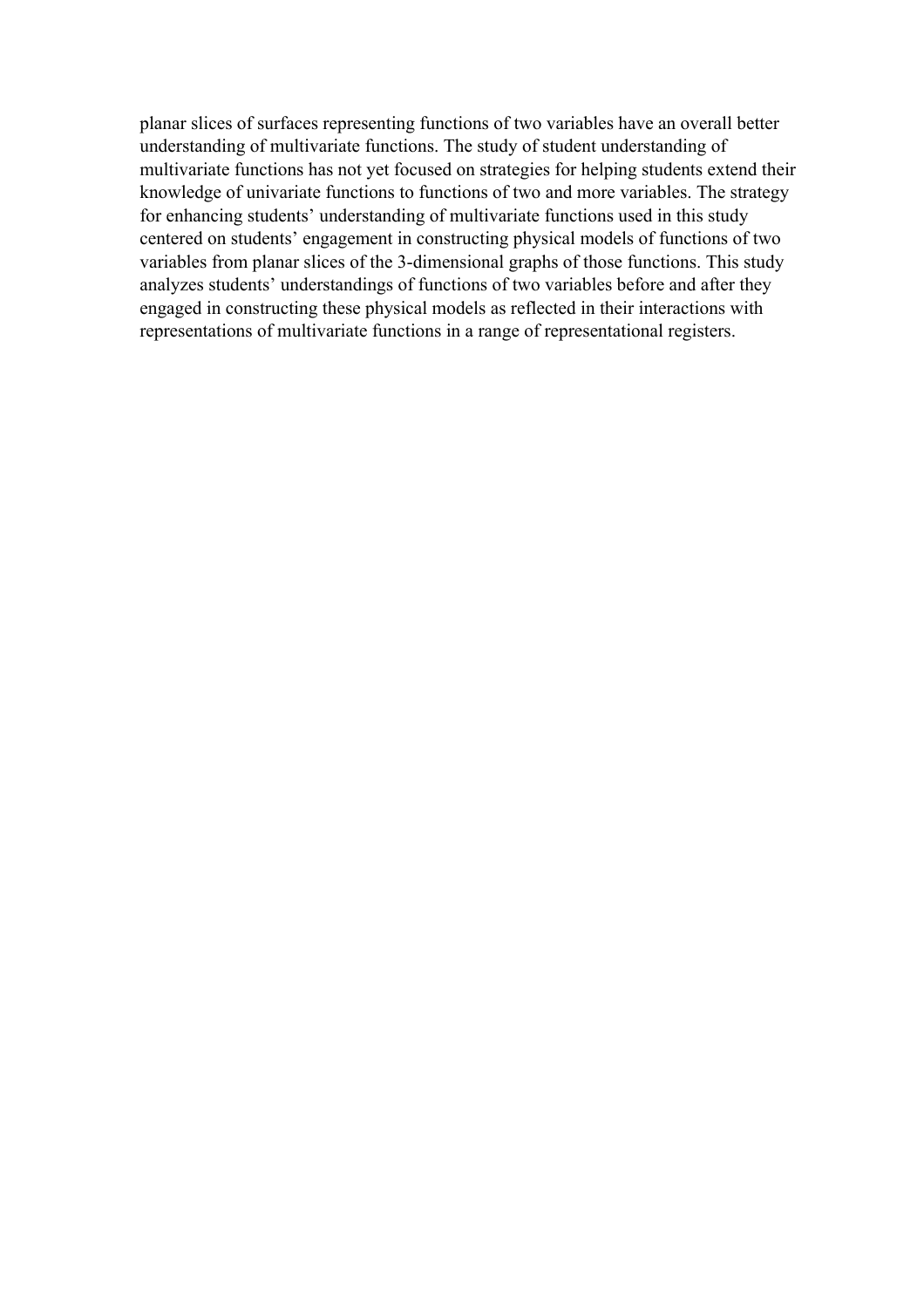planar slices of surfaces representing functions of two variables have an overall better understanding of multivariate functions. The study of student understanding of multivariate functions has not yet focused on strategies for helping students extend their knowledge of univariate functions to functions of two and more variables. The strategy for enhancing students' understanding of multivariate functions used in this study centered on students' engagement in constructing physical models of functions of two variables from planar slices of the 3-dimensional graphs of those functions. This study analyzes students' understandings of functions of two variables before and after they engaged in constructing these physical models as reflected in their interactions with representations of multivariate functions in a range of representational registers.